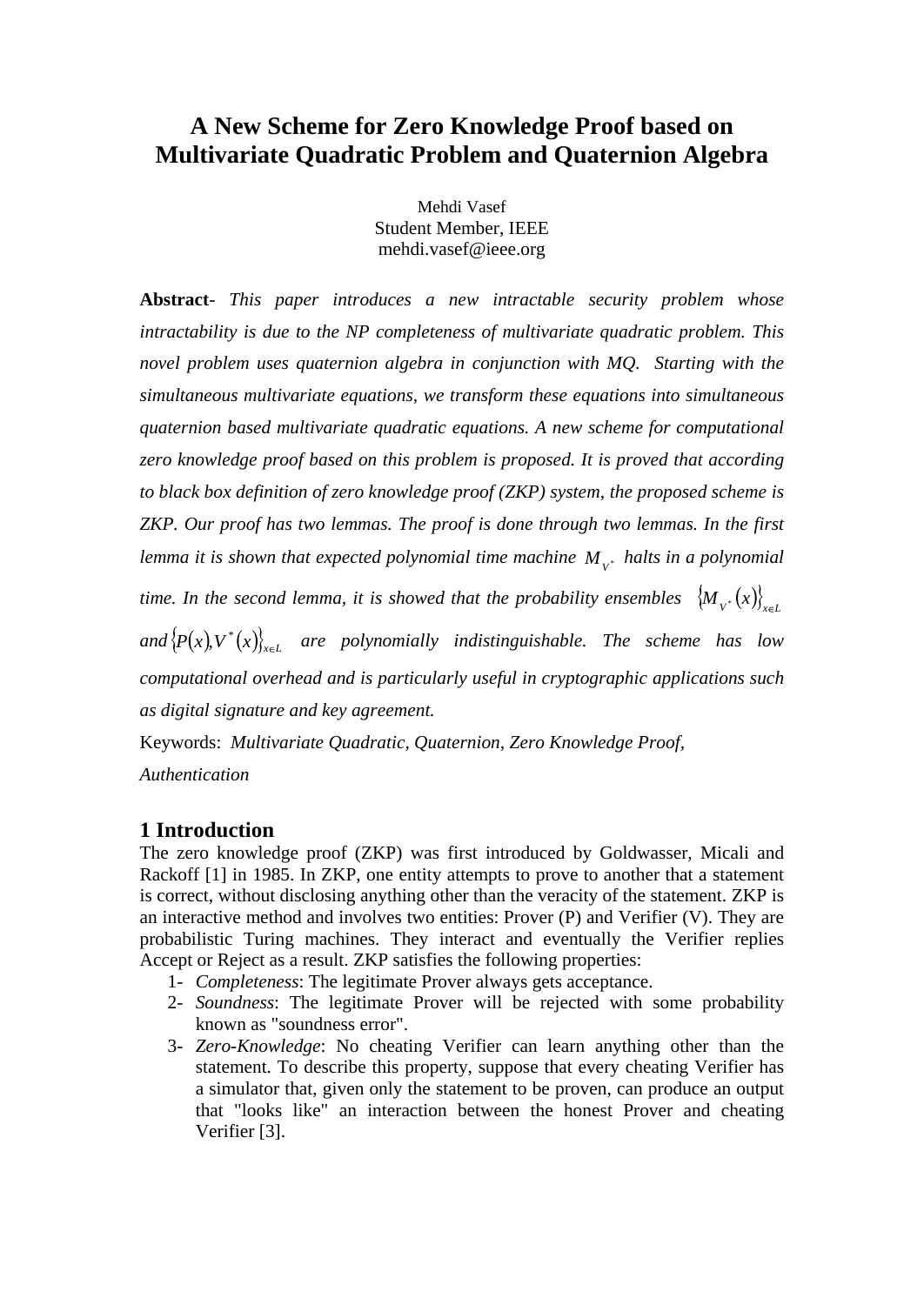# A New Scheme for Zero Knowledge Proof based on Multivariate Quadratic Problem and Quaternion Algebra

Mehdi Vasef
Student Member, IEEE
mehdi.vasef@ieee.org

**Abstract**- *This paper introduces a new intractable security problem whose intractability is due to the NP completeness of multivariate quadratic problem. This novel problem uses quaternion algebra in conjunction with MQ. Starting with the simultaneous multivariate equations, we transform these equations into simultaneous quaternion based multivariate quadratic equations. A new scheme for computational zero knowledge proof based on this problem is proposed. It is proved that according to black box definition of zero knowledge proof (ZKP) system, the proposed scheme is ZKP. Our proof has two lemmas. The proof is done through two lemmas. In the first lemma it is shown that expected polynomial time machine* $M_{V^*}$ *halts in a polynomial time. In the second lemma, it is showed that the probability ensembles* $\{M_{V^*}(x)\}_{x \in L}$ *and* $\{P(x), V^*(x)\}_{x \in L}$ *are polynomially indistinguishable. The scheme has low computational overhead and is particularly useful in cryptographic applications such as digital signature and key agreement.*

Keywords: *Multivariate Quadratic, Quaternion, Zero Knowledge Proof, Authentication*

## 1 Introduction

The zero knowledge proof (ZKP) was first introduced by Goldwasser, Micali and Rackoff [1] in 1985. In ZKP, one entity attempts to prove to another that a statement is correct, without disclosing anything other than the veracity of the statement. ZKP is an interactive method and involves two entities: Prover (P) and Verifier (V). They are probabilistic Turing machines. They interact and eventually the Verifier replies Accept or Reject as a result. ZKP satisfies the following properties:

1- *Completeness*: The legitimate Prover always gets acceptance.
2- *Soundness*: The legitimate Prover will be rejected with some probability known as "soundness error".
3- *Zero-Knowledge*: No cheating Verifier can learn anything other than the statement. To describe this property, suppose that every cheating Verifier has a simulator that, given only the statement to be proven, can produce an output that "looks like" an interaction between the honest Prover and cheating Verifier [3].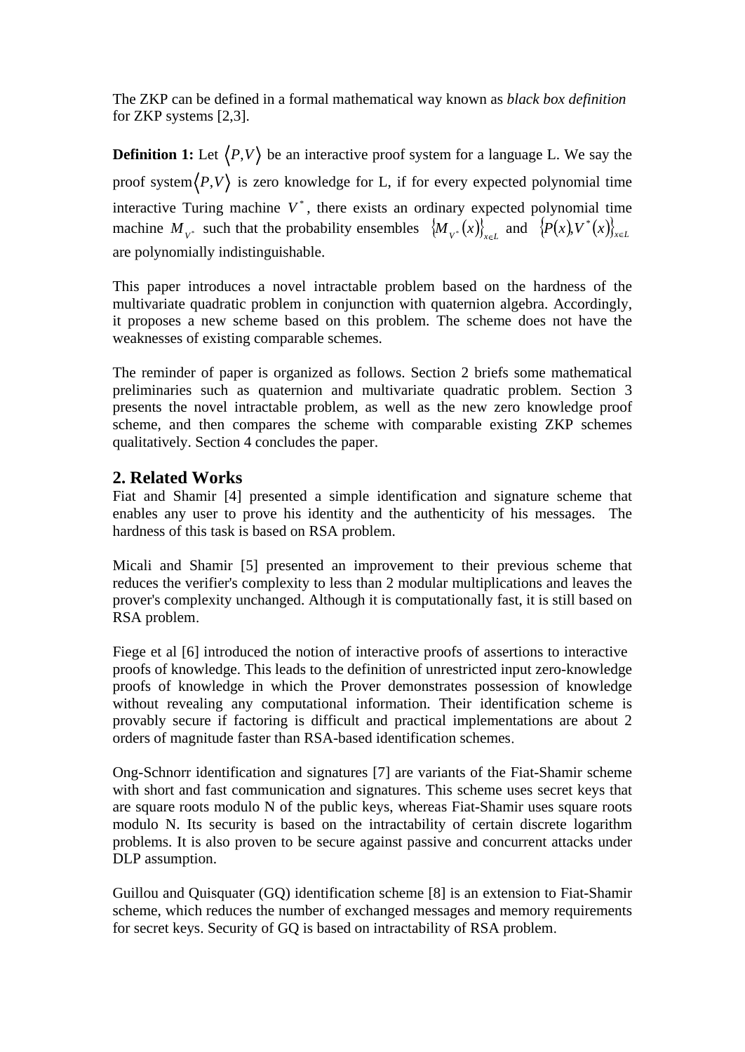The ZKP can be defined in a formal mathematical way known as *black box definition* for ZKP systems [2,3].

**Definition 1:** Let $\langle P,V \rangle$ be an interactive proof system for a language L. We say the proof system $\langle P,V \rangle$ is zero knowledge for L, if for every expected polynomial time interactive Turing machine $V^*$, there exists an ordinary expected polynomial time machine $M_{V^*}$ such that the probability ensembles $\{M_{V^*}(x)\}_{x \in L}$ and $\{P(x), V^*(x)\}_{x \in L}$ are polynomially indistinguishable.

This paper introduces a novel intractable problem based on the hardness of the multivariate quadratic problem in conjunction with quaternion algebra. Accordingly, it proposes a new scheme based on this problem. The scheme does not have the weaknesses of existing comparable schemes.

The reminder of paper is organized as follows. Section 2 briefs some mathematical preliminaries such as quaternion and multivariate quadratic problem. Section 3 presents the novel intractable problem, as well as the new zero knowledge proof scheme, and then compares the scheme with comparable existing ZKP schemes qualitatively. Section 4 concludes the paper.

## 2. Related Works

Fiat and Shamir [4] presented a simple identification and signature scheme that enables any user to prove his identity and the authenticity of his messages. The hardness of this task is based on RSA problem.

Micali and Shamir [5] presented an improvement to their previous scheme that reduces the verifier's complexity to less than 2 modular multiplications and leaves the prover's complexity unchanged. Although it is computationally fast, it is still based on RSA problem.

Fiege et al [6] introduced the notion of interactive proofs of assertions to interactive proofs of knowledge. This leads to the definition of unrestricted input zero-knowledge proofs of knowledge in which the Prover demonstrates possession of knowledge without revealing any computational information. Their identification scheme is provably secure if factoring is difficult and practical implementations are about 2 orders of magnitude faster than RSA-based identification schemes.

Ong-Schnorr identification and signatures [7] are variants of the Fiat-Shamir scheme with short and fast communication and signatures. This scheme uses secret keys that are square roots modulo N of the public keys, whereas Fiat-Shamir uses square roots modulo N. Its security is based on the intractability of certain discrete logarithm problems. It is also proven to be secure against passive and concurrent attacks under DLP assumption.

Guillou and Quisquater (GQ) identification scheme [8] is an extension to Fiat-Shamir scheme, which reduces the number of exchanged messages and memory requirements for secret keys. Security of GQ is based on intractability of RSA problem.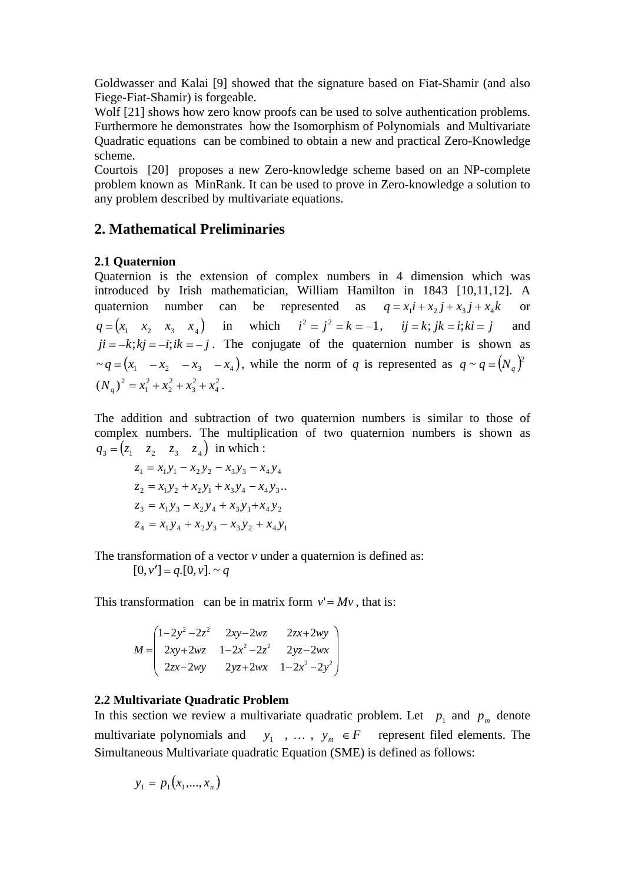Goldwasser and Kalai [9] showed that the signature based on Fiat-Shamir (and also Fiege-Fiat-Shamir) is forgeable.
Wolf [21] shows how zero know proofs can be used to solve authentication problems. Furthermore he demonstrates how the Isomorphism of Polynomials and Multivariate Quadratic equations can be combined to obtain a new and practical Zero-Knowledge scheme.
Courtois [20] proposes a new Zero-knowledge scheme based on an NP-complete problem known as MinRank. It can be used to prove in Zero-knowledge a solution to any problem described by multivariate equations.

## 2. Mathematical Preliminaries

### 2.1 Quaternion

Quaternion is the extension of complex numbers in 4 dimension which was introduced by Irish mathematician, William Hamilton in 1843 [10,11,12]. A quaternion number can be represented as $q = x_1 i + x_2 j + x_3 j + x_4 k$ or $q = (x_1 \quad x_2 \quad x_3 \quad x_4)$ in which $i^2 = j^2 = k = -1$, $ij = k; jk = i; ki = j$ and $ji = -k; kj = -i; ik = -j$. The conjugate of the quaternion number is shown as $\sim q = (x_1 \quad -x_2 \quad -x_3 \quad -x_4)$, while the norm of $q$ is represented as $q \sim q = (N_q)^2$ $(N_q)^2 = x_1^2 + x_2^2 + x_3^2 + x_4^2$.

The addition and subtraction of two quaternion numbers is similar to those of complex numbers. The multiplication of two quaternion numbers is shown as $q_3 = (z_1 \quad z_2 \quad z_3 \quad z_4)$ in which :

$$z_1 = x_1 y_1 - x_2 y_2 - x_3 y_3 - x_4 y_4$$
$$z_2 = x_1 y_2 + x_2 y_1 + x_3 y_4 - x_4 y_3..$$
$$z_3 = x_1 y_3 - x_2 y_4 + x_3 y_1 + x_4 y_2$$
$$z_4 = x_1 y_4 + x_2 y_3 - x_3 y_2 + x_4 y_1$$

The transformation of a vector *v* under a quaternion is defined as:

$$[0, v'] = q.[0, v]. \sim q$$

This transformation can be in matrix form $v' = Mv$, that is:

$$M = \begin{pmatrix} 1-2y^2-2z^2 & 2xy-2wz & 2zx+2wy \\ 2xy+2wz & 1-2x^2-2z^2 & 2yz-2wx \\ 2zx-2wy & 2yz+2wx & 1-2x^2-2y^2 \end{pmatrix}$$

### 2.2 Multivariate Quadratic Problem

In this section we review a multivariate quadratic problem. Let $p_1$ and $p_m$ denote multivariate polynomials and $y_1$ , … , $y_m \in F$ represent filed elements. The Simultaneous Multivariate quadratic Equation (SME) is defined as follows:

$$y_1 = p_1(x_1,...,x_n)$$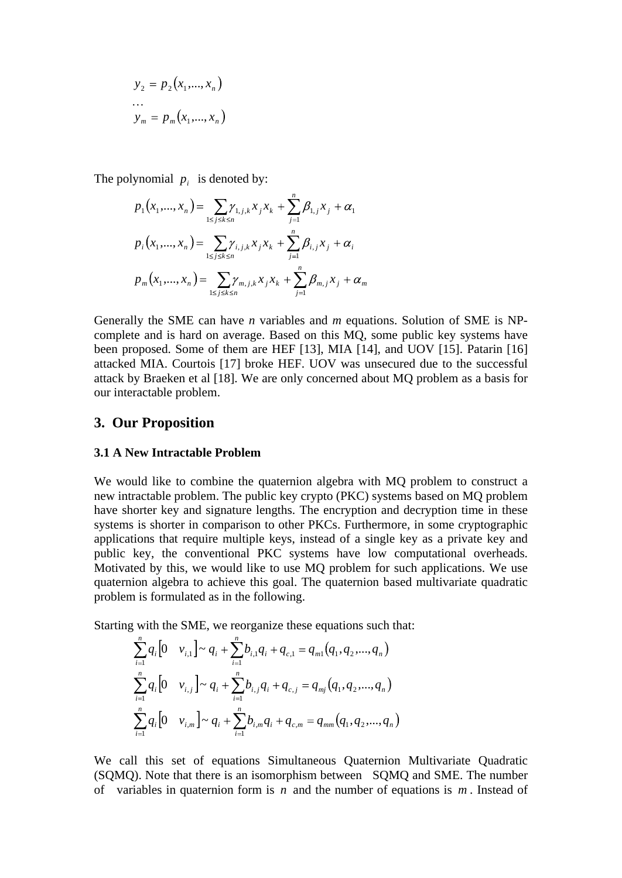$$
\begin{aligned}
y_2 &= p_2(x_1,...,x_n) \\
&\dots \\
y_m &= p_m(x_1,...,x_n)
\end{aligned}
$$

The polynomial $p_i$ is denoted by:

$$
p_1(x_1,...,x_n) = \sum_{1 \le j \le k \le n} \gamma_{1,j,k} x_j x_k + \sum_{j=1}^{n} \beta_{1,j} x_j + \alpha_1
$$

$$
p_i(x_1,...,x_n) = \sum_{1 \le j \le k \le n} \gamma_{i,j,k} x_j x_k + \sum_{j=1}^{n} \beta_{i,j} x_j + \alpha_i
$$

$$
p_m(x_1,...,x_n) = \sum_{1 \le j \le k \le n} \gamma_{m,j,k} x_j x_k + \sum_{j=1}^{n} \beta_{m,j} x_j + \alpha_m
$$

Generally the SME can have *n* variables and *m* equations. Solution of SME is NP-complete and is hard on average. Based on this MQ, some public key systems have been proposed. Some of them are HEF [13], MIA [14], and UOV [15]. Patarin [16] attacked MIA. Courtois [17] broke HEF. UOV was unsecured due to the successful attack by Braeken et al [18]. We are only concerned about MQ problem as a basis for our interactable problem.

## 3. Our Proposition

### 3.1 A New Intractable Problem

We would like to combine the quaternion algebra with MQ problem to construct a new intractable problem. The public key crypto (PKC) systems based on MQ problem have shorter key and signature lengths. The encryption and decryption time in these systems is shorter in comparison to other PKCs. Furthermore, in some cryptographic applications that require multiple keys, instead of a single key as a private key and public key, the conventional PKC systems have low computational overheads. Motivated by this, we would like to use MQ problem for such applications. We use quaternion algebra to achieve this goal. The quaternion based multivariate quadratic problem is formulated as in the following.

Starting with the SME, we reorganize these equations such that:

$$
\sum_{i=1}^{n} q_i \begin{bmatrix} 0 & v_{i,1} \end{bmatrix} \sim q_i + \sum_{i=1}^{n} b_{i,1} q_i + q_{c,1} = q_{m1}(q_1, q_2, ..., q_n)
$$

$$
\sum_{i=1}^{n} q_i \begin{bmatrix} 0 & v_{i,j} \end{bmatrix} \sim q_i + \sum_{i=1}^{n} b_{i,j} q_i + q_{c,j} = q_{mj}(q_1, q_2, ..., q_n)
$$

$$
\sum_{i=1}^{n} q_i \begin{bmatrix} 0 & v_{i,m} \end{bmatrix} \sim q_i + \sum_{i=1}^{n} b_{i,m} q_i + q_{c,m} = q_{mm}(q_1, q_2, ..., q_n)
$$

We call this set of equations Simultaneous Quaternion Multivariate Quadratic (SQMQ). Note that there is an isomorphism between SQMQ and SME. The number of variables in quaternion form is $n$ and the number of equations is $m$. Instead of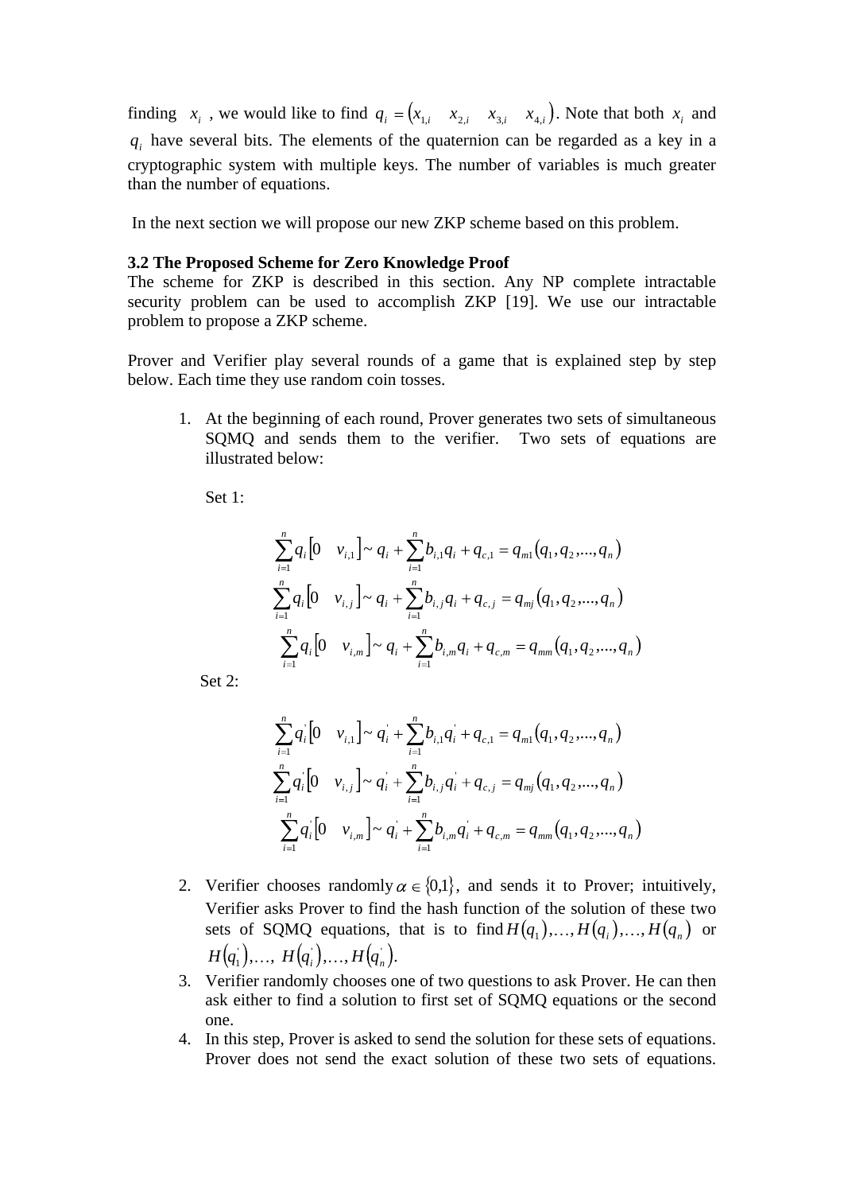finding $x_i$, we would like to find $q_i = (x_{1,i} \quad x_{2,i} \quad x_{3,i} \quad x_{4,i})$. Note that both $x_i$ and $q_i$ have several bits. The elements of the quaternion can be regarded as a key in a cryptographic system with multiple keys. The number of variables is much greater than the number of equations.

In the next section we will propose our new ZKP scheme based on this problem.

### 3.2 The Proposed Scheme for Zero Knowledge Proof

The scheme for ZKP is described in this section. Any NP complete intractable security problem can be used to accomplish ZKP [19]. We use our intractable problem to propose a ZKP scheme.

Prover and Verifier play several rounds of a game that is explained step by step below. Each time they use random coin tosses.

1. At the beginning of each round, Prover generates two sets of simultaneous SQMQ and sends them to the verifier. Two sets of equations are illustrated below:

   Set 1:

$$\sum_{i=1}^{n} q_i \begin{bmatrix} 0 & v_{i,1} \end{bmatrix} \sim q_i + \sum_{i=1}^{n} b_{i,1} q_i + q_{c,1} = q_{m1}(q_1, q_2, ..., q_n)$$

$$\sum_{i=1}^{n} q_i \begin{bmatrix} 0 & v_{i,j} \end{bmatrix} \sim q_i + \sum_{i=1}^{n} b_{i,j} q_i + q_{c,j} = q_{mj}(q_1, q_2, ..., q_n)$$

$$\sum_{i=1}^{n} q_i \begin{bmatrix} 0 & v_{i,m} \end{bmatrix} \sim q_i + \sum_{i=1}^{n} b_{i,m} q_i + q_{c,m} = q_{mm}(q_1, q_2, ..., q_n)$$

   Set 2:

$$\sum_{i=1}^{n} q_i^{'} \begin{bmatrix} 0 & v_{i,1} \end{bmatrix} \sim q_i^{'} + \sum_{i=1}^{n} b_{i,1} q_i^{'} + q_{c,1} = q_{m1}(q_1, q_2, ..., q_n)$$

$$\sum_{i=1}^{n} q_i^{'} \begin{bmatrix} 0 & v_{i,j} \end{bmatrix} \sim q_i^{'} + \sum_{i=1}^{n} b_{i,j} q_i^{'} + q_{c,j} = q_{mj}(q_1, q_2, ..., q_n)$$

$$\sum_{i=1}^{n} q_i^{'} \begin{bmatrix} 0 & v_{i,m} \end{bmatrix} \sim q_i^{'} + \sum_{i=1}^{n} b_{i,m} q_i^{'} + q_{c,m} = q_{mm}(q_1, q_2, ..., q_n)$$

2. Verifier chooses randomly $\alpha \in \{0,1\}$, and sends it to Prover; intuitively, Verifier asks Prover to find the hash function of the solution of these two sets of SQMQ equations, that is to find $H(q_1),\ldots,H(q_i),\ldots,H(q_n)$ or $H(q_1^{'}),\ldots,\ H(q_i^{'}),\ldots,H(q_n^{'})$.
3. Verifier randomly chooses one of two questions to ask Prover. He can then ask either to find a solution to first set of SQMQ equations or the second one.
4. In this step, Prover is asked to send the solution for these sets of equations. Prover does not send the exact solution of these two sets of equations.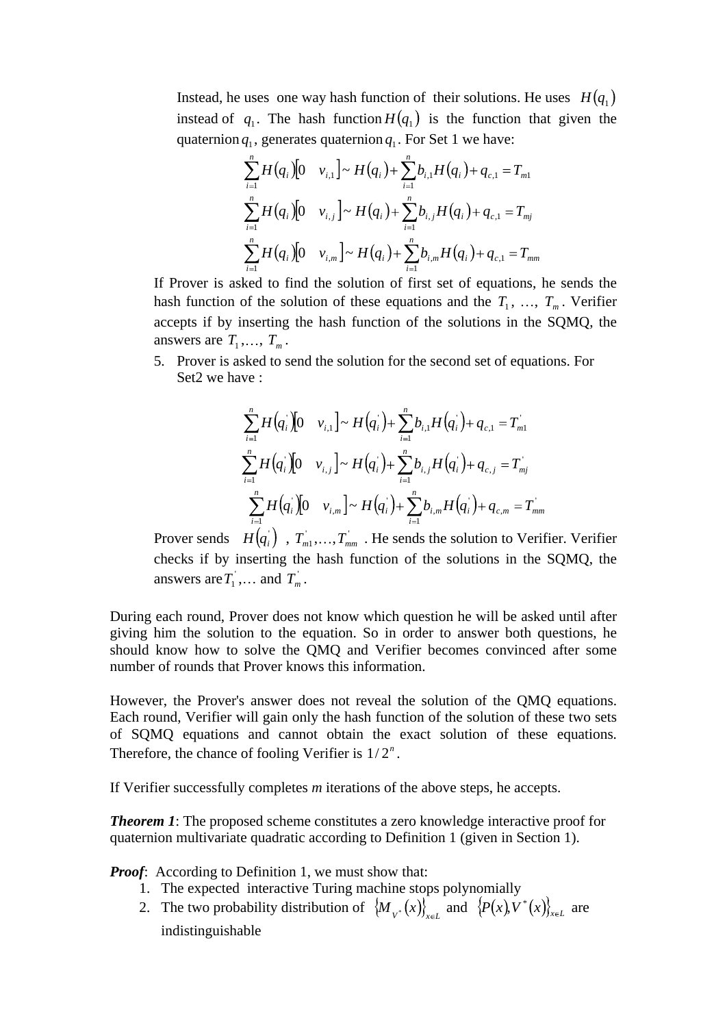Instead, he uses one way hash function of their solutions. He uses $H(q_1)$ instead of $q_1$. The hash function $H(q_1)$ is the function that given the quaternion $q_1$, generates quaternion $q_1$. For Set 1 we have:

$$\sum_{i=1}^{n} H(q_i)[0 \quad v_{i,1}] \sim H(q_i) + \sum_{i=1}^{n} b_{i,1} H(q_i) + q_{c,1} = T_{m1}$$

$$\sum_{i=1}^{n} H(q_i)[0 \quad v_{i,j}] \sim H(q_i) + \sum_{i=1}^{n} b_{i,j} H(q_i) + q_{c,1} = T_{mj}$$

$$\sum_{i=1}^{n} H(q_i)[0 \quad v_{i,m}] \sim H(q_i) + \sum_{i=1}^{n} b_{i,m} H(q_i) + q_{c,1} = T_{mm}$$

If Prover is asked to find the solution of first set of equations, he sends the hash function of the solution of these equations and the $T_1$, …, $T_m$. Verifier accepts if by inserting the hash function of the solutions in the SQMQ, the answers are $T_1, \ldots, T_m$.

5. Prover is asked to send the solution for the second set of equations. For Set2 we have :

$$\sum_{i=1}^{n} H(q_i')[0 \quad v_{i,1}] \sim H(q_i') + \sum_{i=1}^{n} b_{i,1} H(q_i') + q_{c,1} = T_{m1}'$$

$$\sum_{i=1}^{n} H(q_i')[0 \quad v_{i,j}] \sim H(q_i') + \sum_{i=1}^{n} b_{i,j} H(q_i') + q_{c,j} = T_{mj}'$$

$$\sum_{i=1}^{n} H(q_i')[0 \quad v_{i,m}] \sim H(q_i') + \sum_{i=1}^{n} b_{i,m} H(q_i') + q_{c,m} = T_{mm}'$$

Prover sends $H(q_i')$ , $T_{m1}', \ldots, T_{mm}'$ . He sends the solution to Verifier. Verifier checks if by inserting the hash function of the solutions in the SQMQ, the answers are $T_1', \ldots$ and $T_m'$.

During each round, Prover does not know which question he will be asked until after giving him the solution to the equation. So in order to answer both questions, he should know how to solve the QMQ and Verifier becomes convinced after some number of rounds that Prover knows this information.

However, the Prover's answer does not reveal the solution of the QMQ equations. Each round, Verifier will gain only the hash function of the solution of these two sets of SQMQ equations and cannot obtain the exact solution of these equations. Therefore, the chance of fooling Verifier is $1/2^n$.

If Verifier successfully completes *m* iterations of the above steps, he accepts.

***Theorem 1***: The proposed scheme constitutes a zero knowledge interactive proof for quaternion multivariate quadratic according to Definition 1 (given in Section 1).

***Proof***: According to Definition 1, we must show that:

1. The expected interactive Turing machine stops polynomially
2. The two probability distribution of $\{M_{V^*}(x)\}_{x \in L}$ and $\{P(x), V^*(x)\}_{x \in L}$ are indistinguishable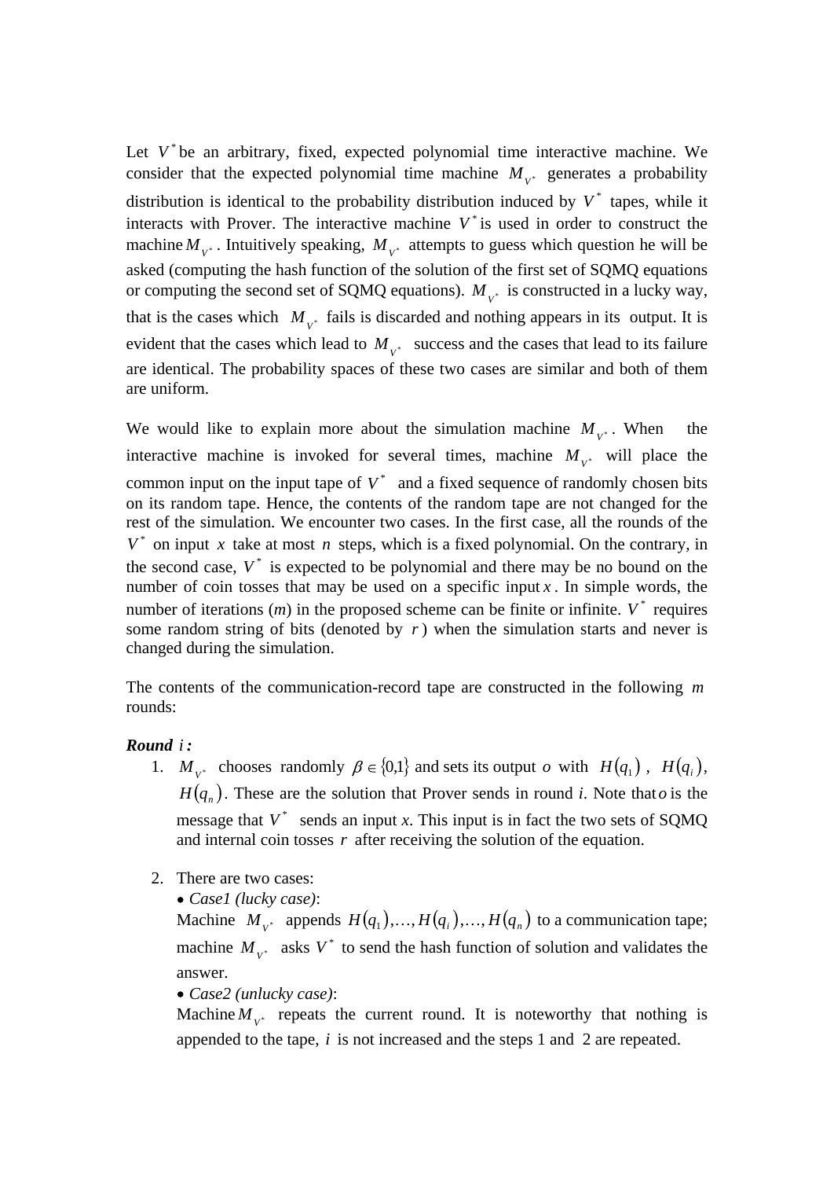Let $V^*$ be an arbitrary, fixed, expected polynomial time interactive machine. We consider that the expected polynomial time machine $M_{V^*}$ generates a probability distribution is identical to the probability distribution induced by $V^*$ tapes, while it interacts with Prover. The interactive machine $V^*$ is used in order to construct the machine $M_{V^*}$. Intuitively speaking, $M_{V^*}$ attempts to guess which question he will be asked (computing the hash function of the solution of the first set of SQMQ equations or computing the second set of SQMQ equations). $M_{V^*}$ is constructed in a lucky way, that is the cases which $M_{V^*}$ fails is discarded and nothing appears in its output. It is evident that the cases which lead to $M_{V^*}$ success and the cases that lead to its failure are identical. The probability spaces of these two cases are similar and both of them are uniform.

We would like to explain more about the simulation machine $M_{V^*}$. When the interactive machine is invoked for several times, machine $M_{V^*}$ will place the common input on the input tape of $V^*$ and a fixed sequence of randomly chosen bits on its random tape. Hence, the contents of the random tape are not changed for the rest of the simulation. We encounter two cases. In the first case, all the rounds of the $V^*$ on input $x$ take at most $n$ steps, which is a fixed polynomial. On the contrary, in the second case, $V^*$ is expected to be polynomial and there may be no bound on the number of coin tosses that may be used on a specific input $x$. In simple words, the number of iterations (*m*) in the proposed scheme can be finite or infinite. $V^*$ requires some random string of bits (denoted by $r$) when the simulation starts and never is changed during the simulation.

The contents of the communication-record tape are constructed in the following $m$ rounds:

***Round*** $i$ **:**

1. $M_{V^*}$ chooses randomly $\beta \in \{0,1\}$ and sets its output $o$ with $H(q_1)$ , $H(q_i)$, $H(q_n)$. These are the solution that Prover sends in round *i*. Note that $o$ is the message that $V^*$ sends an input *x*. This input is in fact the two sets of SQMQ and internal coin tosses $r$ after receiving the solution of the equation.

2. There are two cases:
   - *Case1 (lucky case)*:
     Machine $M_{V^*}$ appends $H(q_1),\ldots,H(q_i),\ldots,H(q_n)$ to a communication tape; machine $M_{V^*}$ asks $V^*$ to send the hash function of solution and validates the answer.
   - *Case2 (unlucky case)*:
     Machine $M_{V^*}$ repeats the current round. It is noteworthy that nothing is appended to the tape, $i$ is not increased and the steps 1 and 2 are repeated.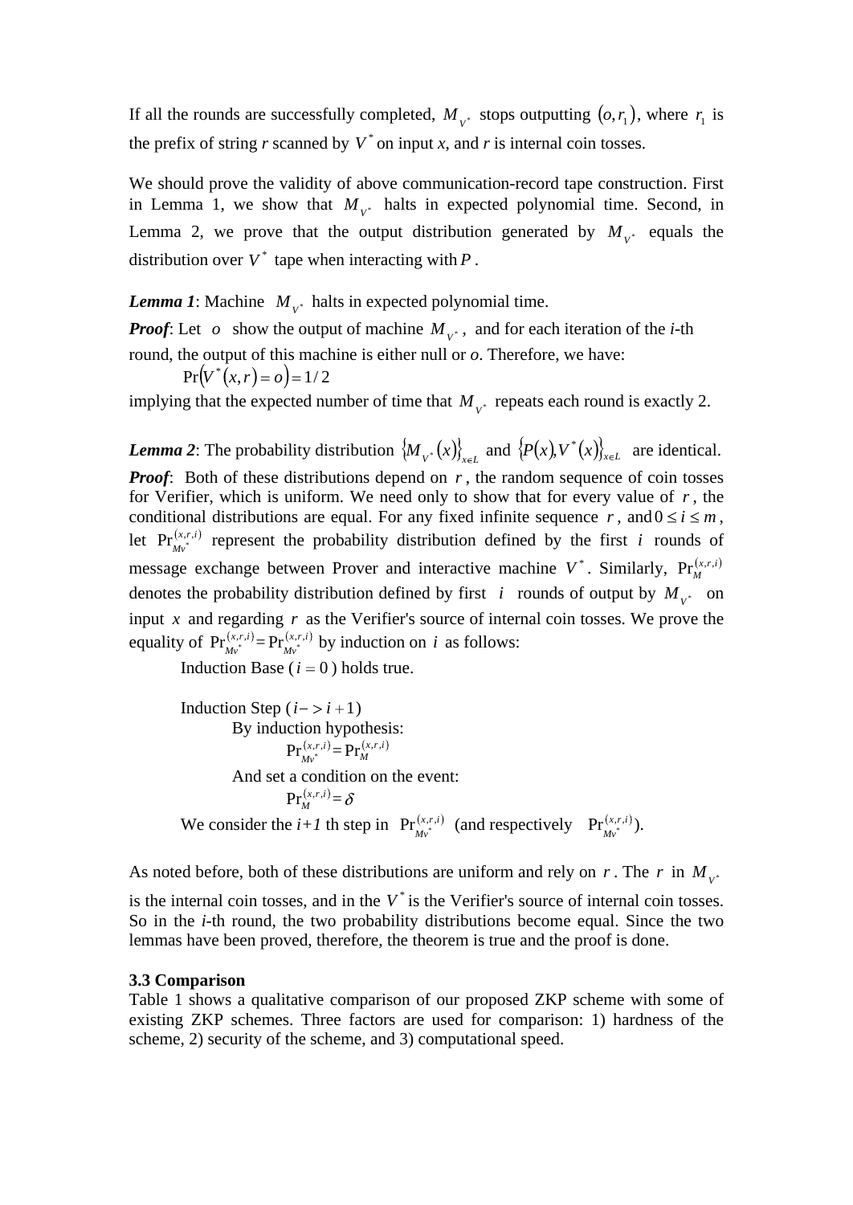If all the rounds are successfully completed, $M_{V^*}$ stops outputting $(o, r_1)$, where $r_1$ is the prefix of string *r* scanned by $V^*$ on input *x*, and *r* is internal coin tosses.

We should prove the validity of above communication-record tape construction. First in Lemma 1, we show that $M_{V^*}$ halts in expected polynomial time. Second, in Lemma 2, we prove that the output distribution generated by $M_{V^*}$ equals the distribution over $V^*$ tape when interacting with $P$.

***Lemma 1***: Machine $M_{V^*}$ halts in expected polynomial time.

***Proof***: Let $o$ show the output of machine $M_{V^*}$, and for each iteration of the *i*-th round, the output of this machine is either null or *o*. Therefore, we have:

$$\Pr(V^*(x,r) = o) = 1/2$$

implying that the expected number of time that $M_{V^*}$ repeats each round is exactly 2.

***Lemma 2***: The probability distribution $\{M_{V^*}(x)\}_{x \in L}$ and $\{P(x), V^*(x)\}_{x \in L}$ are identical.

***Proof***: Both of these distributions depend on $r$, the random sequence of coin tosses for Verifier, which is uniform. We need only to show that for every value of $r$, the conditional distributions are equal. For any fixed infinite sequence $r$, and $0 \le i \le m$, let $\Pr_{Mv^*}^{(x,r,i)}$ represent the probability distribution defined by the first $i$ rounds of message exchange between Prover and interactive machine $V^*$. Similarly, $\Pr_{M}^{(x,r,i)}$ denotes the probability distribution defined by first $i$ rounds of output by $M_{V^*}$ on input $x$ and regarding $r$ as the Verifier's source of internal coin tosses. We prove the equality of $\Pr_{Mv^*}^{(x,r,i)} = \Pr_{Mv^*}^{(x,r,i)}$ by induction on $i$ as follows:

Induction Base ($i = 0$) holds true.

Induction Step ($i -> i+1$)

By induction hypothesis:

$$\Pr_{Mv^*}^{(x,r,i)} = \Pr_{M}^{(x,r,i)}$$

And set a condition on the event:

$$\Pr_{M}^{(x,r,i)} = \delta$$

We consider the *i+1* th step in $\Pr_{Mv^*}^{(x,r,i)}$ (and respectively $\Pr_{Mv^*}^{(x,r,i)}$).

As noted before, both of these distributions are uniform and rely on $r$. The $r$ in $M_{V^*}$ is the internal coin tosses, and in the $V^*$ is the Verifier's source of internal coin tosses. So in the *i*-th round, the two probability distributions become equal. Since the two lemmas have been proved, therefore, the theorem is true and the proof is done.

### 3.3 Comparison

Table 1 shows a qualitative comparison of our proposed ZKP scheme with some of existing ZKP schemes. Three factors are used for comparison: 1) hardness of the scheme, 2) security of the scheme, and 3) computational speed.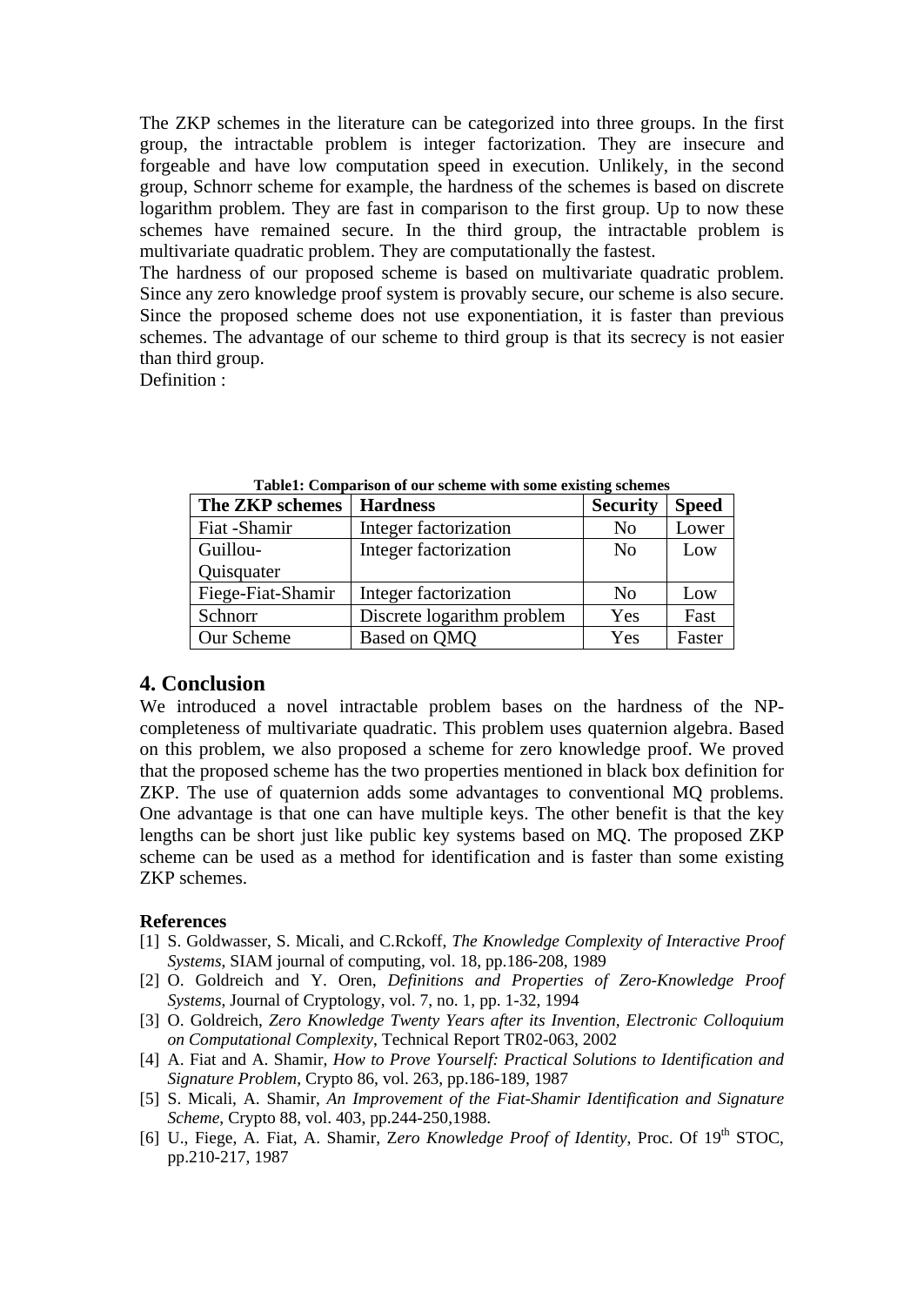The ZKP schemes in the literature can be categorized into three groups. In the first group, the intractable problem is integer factorization. They are insecure and forgeable and have low computation speed in execution. Unlikely, in the second group, Schnorr scheme for example, the hardness of the schemes is based on discrete logarithm problem. They are fast in comparison to the first group. Up to now these schemes have remained secure. In the third group, the intractable problem is multivariate quadratic problem. They are computationally the fastest.

The hardness of our proposed scheme is based on multivariate quadratic problem. Since any zero knowledge proof system is provably secure, our scheme is also secure. Since the proposed scheme does not use exponentiation, it is faster than previous schemes. The advantage of our scheme to third group is that its secrecy is not easier than third group.

Definition :

**Table1: Comparison of our scheme with some existing schemes**

| The ZKP schemes | Hardness | Security | Speed |
|---|---|---|---|
| Fiat -Shamir | Integer factorization | No | Lower |
| Guillou-Quisquater | Integer factorization | No | Low |
| Fiege-Fiat-Shamir | Integer factorization | No | Low |
| Schnorr | Discrete logarithm problem | Yes | Fast |
| Our Scheme | Based on QMQ | Yes | Faster |

## 4. Conclusion

We introduced a novel intractable problem bases on the hardness of the NP-completeness of multivariate quadratic. This problem uses quaternion algebra. Based on this problem, we also proposed a scheme for zero knowledge proof. We proved that the proposed scheme has the two properties mentioned in black box definition for ZKP. The use of quaternion adds some advantages to conventional MQ problems. One advantage is that one can have multiple keys. The other benefit is that the key lengths can be short just like public key systems based on MQ. The proposed ZKP scheme can be used as a method for identification and is faster than some existing ZKP schemes.

**References**

[1] S. Goldwasser, S. Micali, and C.Rckoff, *The Knowledge Complexity of Interactive Proof Systems*, SIAM journal of computing, vol. 18, pp.186-208, 1989

[2] O. Goldreich and Y. Oren, *Definitions and Properties of Zero-Knowledge Proof Systems*, Journal of Cryptology, vol. 7, no. 1, pp. 1-32, 1994

[3] O. Goldreich, *Zero Knowledge Twenty Years after its Invention, Electronic Colloquium on Computational Complexity*, Technical Report TR02-063, 2002

[4] A. Fiat and A. Shamir, *How to Prove Yourself: Practical Solutions to Identification and Signature Problem*, Crypto 86, vol. 263, pp.186-189, 1987

[5] S. Micali, A. Shamir, *An Improvement of the Fiat-Shamir Identification and Signature Scheme*, Crypto 88, vol. 403, pp.244-250,1988.

[6] U., Fiege, A. Fiat, A. Shamir, Z*ero Knowledge Proof of Identity*, Proc. Of 19th STOC, pp.210-217, 1987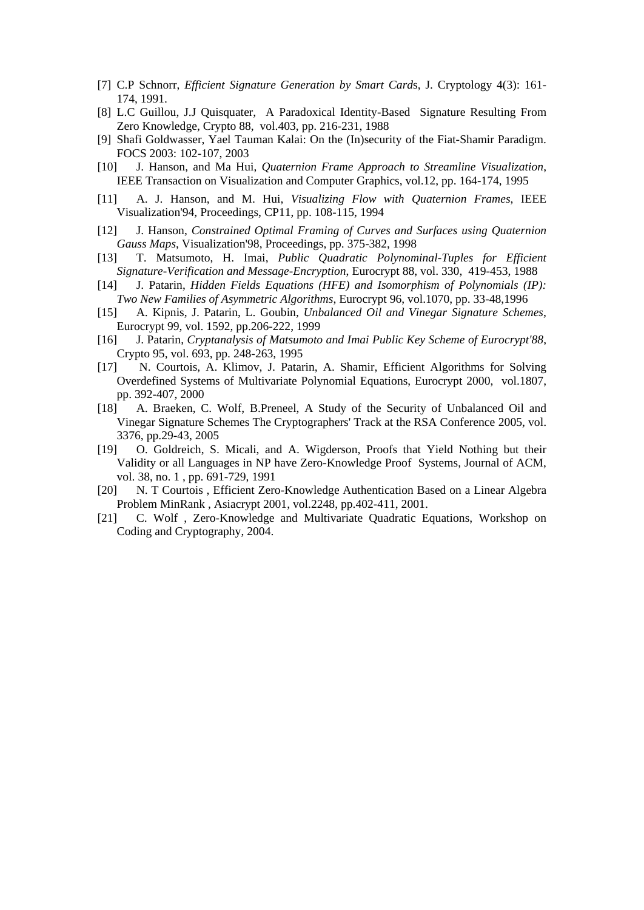[7] C.P Schnorr, *Efficient Signature Generation by Smart Cards*, J. Cryptology 4(3): 161-174, 1991.

[8] L.C Guillou, J.J Quisquater, A Paradoxical Identity-Based Signature Resulting From Zero Knowledge, Crypto 88, vol.403, pp. 216-231, 1988

[9] Shafi Goldwasser, Yael Tauman Kalai: On the (In)security of the Fiat-Shamir Paradigm. FOCS 2003: 102-107, 2003

[10] J. Hanson, and Ma Hui, *Quaternion Frame Approach to Streamline Visualization*, IEEE Transaction on Visualization and Computer Graphics, vol.12, pp. 164-174, 1995

[11] A. J. Hanson, and M. Hui, *Visualizing Flow with Quaternion Frames*, IEEE Visualization'94, Proceedings, CP11, pp. 108-115, 1994

[12] J. Hanson, *Constrained Optimal Framing of Curves and Surfaces using Quaternion Gauss Maps*, Visualization'98, Proceedings, pp. 375-382, 1998

[13] T. Matsumoto, H. Imai, *Public Quadratic Polynominal-Tuples for Efficient Signature-Verification and Message-Encryption*, Eurocrypt 88, vol. 330, 419-453, 1988

[14] J. Patarin, *Hidden Fields Equations (HFE) and Isomorphism of Polynomials (IP): Two New Families of Asymmetric Algorithms*, Eurocrypt 96, vol.1070, pp. 33-48,1996

[15] A. Kipnis, J. Patarin, L. Goubin, *Unbalanced Oil and Vinegar Signature Schemes*, Eurocrypt 99, vol. 1592, pp.206-222, 1999

[16] J. Patarin, *Cryptanalysis of Matsumoto and Imai Public Key Scheme of Eurocrypt'88*, Crypto 95, vol. 693, pp. 248-263, 1995

[17] N. Courtois, A. Klimov, J. Patarin, A. Shamir, Efficient Algorithms for Solving Overdefined Systems of Multivariate Polynomial Equations, Eurocrypt 2000, vol.1807, pp. 392-407, 2000

[18] A. Braeken, C. Wolf, B.Preneel, A Study of the Security of Unbalanced Oil and Vinegar Signature Schemes The Cryptographers' Track at the RSA Conference 2005, vol. 3376, pp.29-43, 2005

[19] O. Goldreich, S. Micali, and A. Wigderson, Proofs that Yield Nothing but their Validity or all Languages in NP have Zero-Knowledge Proof Systems, Journal of ACM, vol. 38, no. 1 , pp. 691-729, 1991

[20] N. T Courtois , Efficient Zero-Knowledge Authentication Based on a Linear Algebra Problem MinRank , Asiacrypt 2001, vol.2248, pp.402-411, 2001.

[21] C. Wolf , Zero-Knowledge and Multivariate Quadratic Equations, Workshop on Coding and Cryptography, 2004.